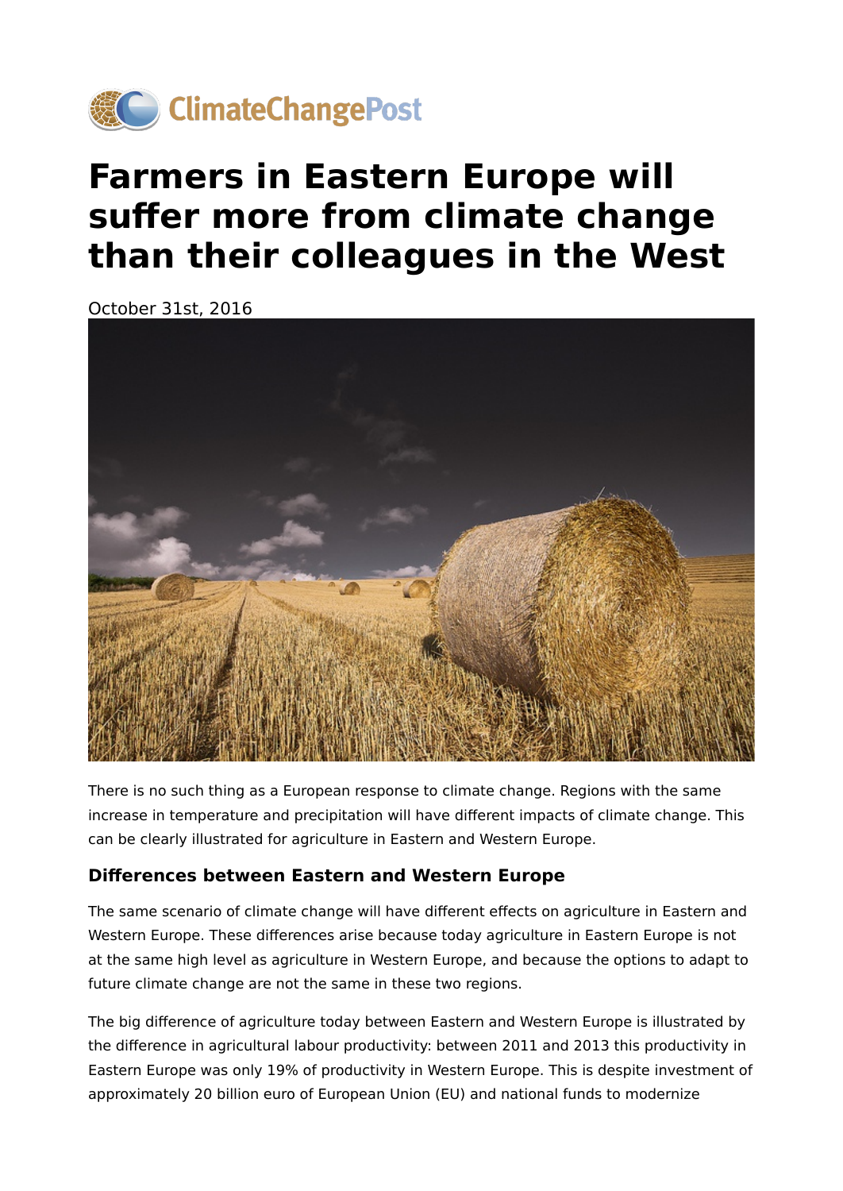# Farmers in Eastern Europe will suffer more from climate change than their colleagues in the West

October 31st, 2016

There is no such thing as a European response to climate change. Regions with the same increase in temperature and precipitation will have different impacts of climate change. This can be clearly illustrated for agriculture in Eastern and Western Europe.

### Differences between Eastern and Western Europe

The same scenario of climate change will have different effects on agriculture in Eastern and Western Europe. These differences arise because today agriculture in Eastern Europe is not at the same high level as agriculture in Western Europe, and because the options to adapt to future climate change are not the same in these two regions.

The big difference of agriculture today between Eastern and Western Europe is illustrated by the difference in agricultural labour productivity: between 2011 and 2013 this productivity in Eastern Europe was only 19% of productivity in Western Europe. This is despite investment of approximately 20 billion euro of European Union (EU) and national funds to modernize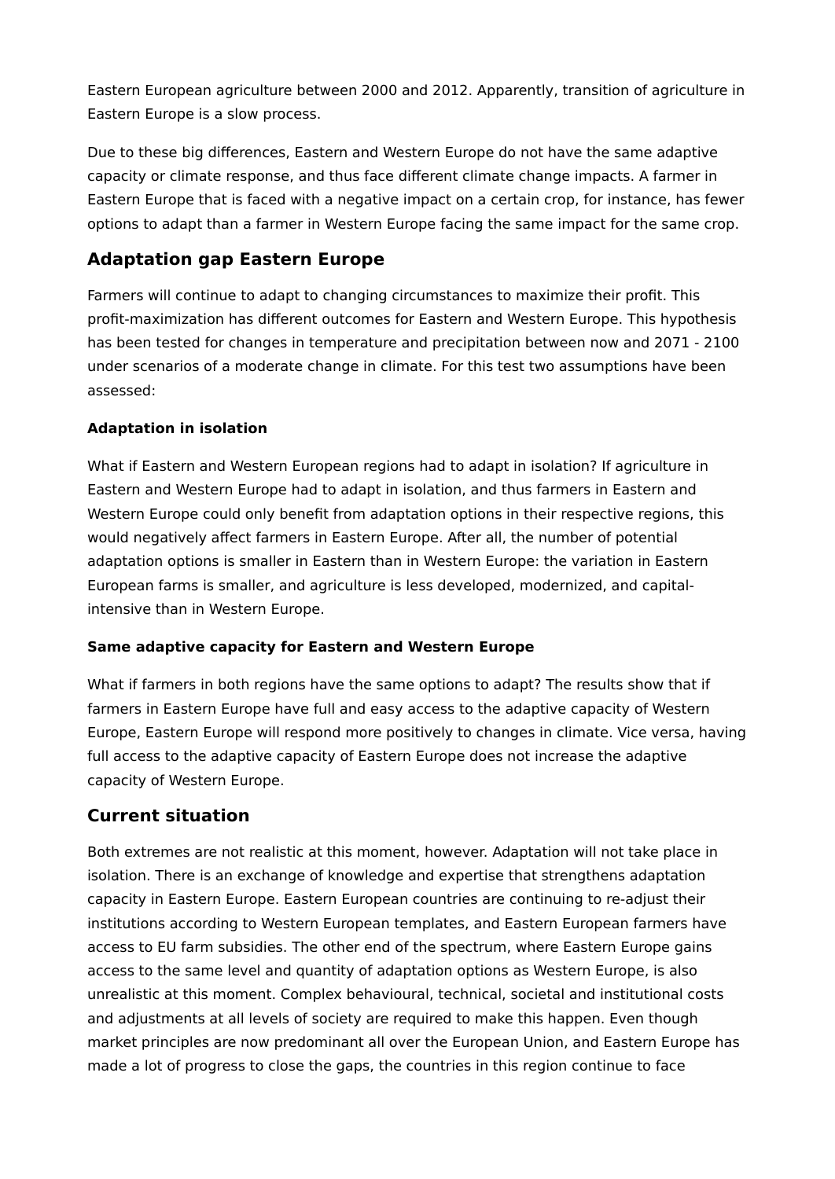Eastern European agriculture between 2000 and 2012. Apparently, transition of agriculture in Eastern Europe is a slow process.

Due to these big differences, Eastern and Western Europe do not have the same adaptive capacity or climate response, and thus face different climate change impacts. A farmer in Eastern Europe that is faced with a negative impact on a certain crop, for instance, has fewer options to adapt than a farmer in Western Europe facing the same impact for the same crop.

## Adaptation gap Eastern Europe

Farmers will continue to adapt to changing circumstances to maximize their profit. This profit-maximization has different outcomes for Eastern and Western Europe. This hypothesis has been tested for changes in temperature and precipitation between now and 2071 - 2100 under scenarios of a moderate change in climate. For this test two assumptions have been assessed:

**Adaptation in isolation**

What if Eastern and Western European regions had to adapt in isolation? If agriculture in Eastern and Western Europe had to adapt in isolation, and thus farmers in Eastern and Western Europe could only benefit from adaptation options in their respective regions, this would negatively affect farmers in Eastern Europe. After all, the number of potential adaptation options is smaller in Eastern than in Western Europe: the variation in Eastern European farms is smaller, and agriculture is less developed, modernized, and capital-intensive than in Western Europe.

**Same adaptive capacity for Eastern and Western Europe**

What if farmers in both regions have the same options to adapt? The results show that if farmers in Eastern Europe have full and easy access to the adaptive capacity of Western Europe, Eastern Europe will respond more positively to changes in climate. Vice versa, having full access to the adaptive capacity of Eastern Europe does not increase the adaptive capacity of Western Europe.

## Current situation

Both extremes are not realistic at this moment, however. Adaptation will not take place in isolation. There is an exchange of knowledge and expertise that strengthens adaptation capacity in Eastern Europe. Eastern European countries are continuing to re-adjust their institutions according to Western European templates, and Eastern European farmers have access to EU farm subsidies. The other end of the spectrum, where Eastern Europe gains access to the same level and quantity of adaptation options as Western Europe, is also unrealistic at this moment. Complex behavioural, technical, societal and institutional costs and adjustments at all levels of society are required to make this happen. Even though market principles are now predominant all over the European Union, and Eastern Europe has made a lot of progress to close the gaps, the countries in this region continue to face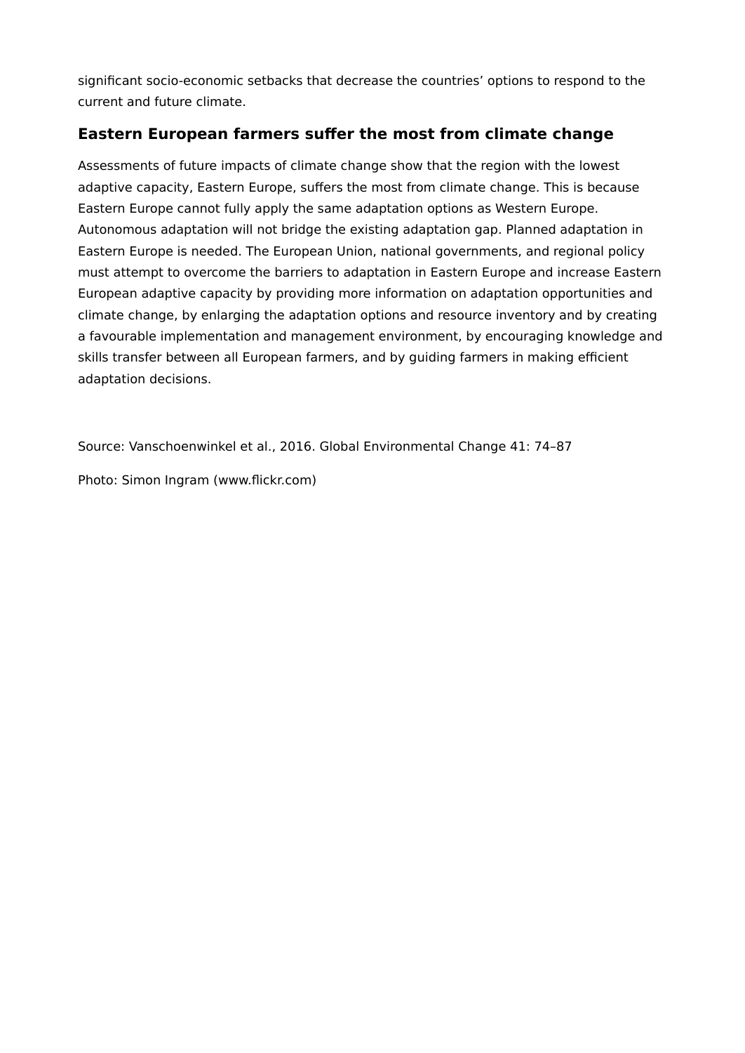significant socio-economic setbacks that decrease the countries' options to respond to the current and future climate.

## Eastern European farmers suffer the most from climate change

Assessments of future impacts of climate change show that the region with the lowest adaptive capacity, Eastern Europe, suffers the most from climate change. This is because Eastern Europe cannot fully apply the same adaptation options as Western Europe. Autonomous adaptation will not bridge the existing adaptation gap. Planned adaptation in Eastern Europe is needed. The European Union, national governments, and regional policy must attempt to overcome the barriers to adaptation in Eastern Europe and increase Eastern European adaptive capacity by providing more information on adaptation opportunities and climate change, by enlarging the adaptation options and resource inventory and by creating a favourable implementation and management environment, by encouraging knowledge and skills transfer between all European farmers, and by guiding farmers in making efficient adaptation decisions.

Source: Vanschoenwinkel et al., 2016. Global Environmental Change 41: 74–87

Photo: Simon Ingram (www.flickr.com)